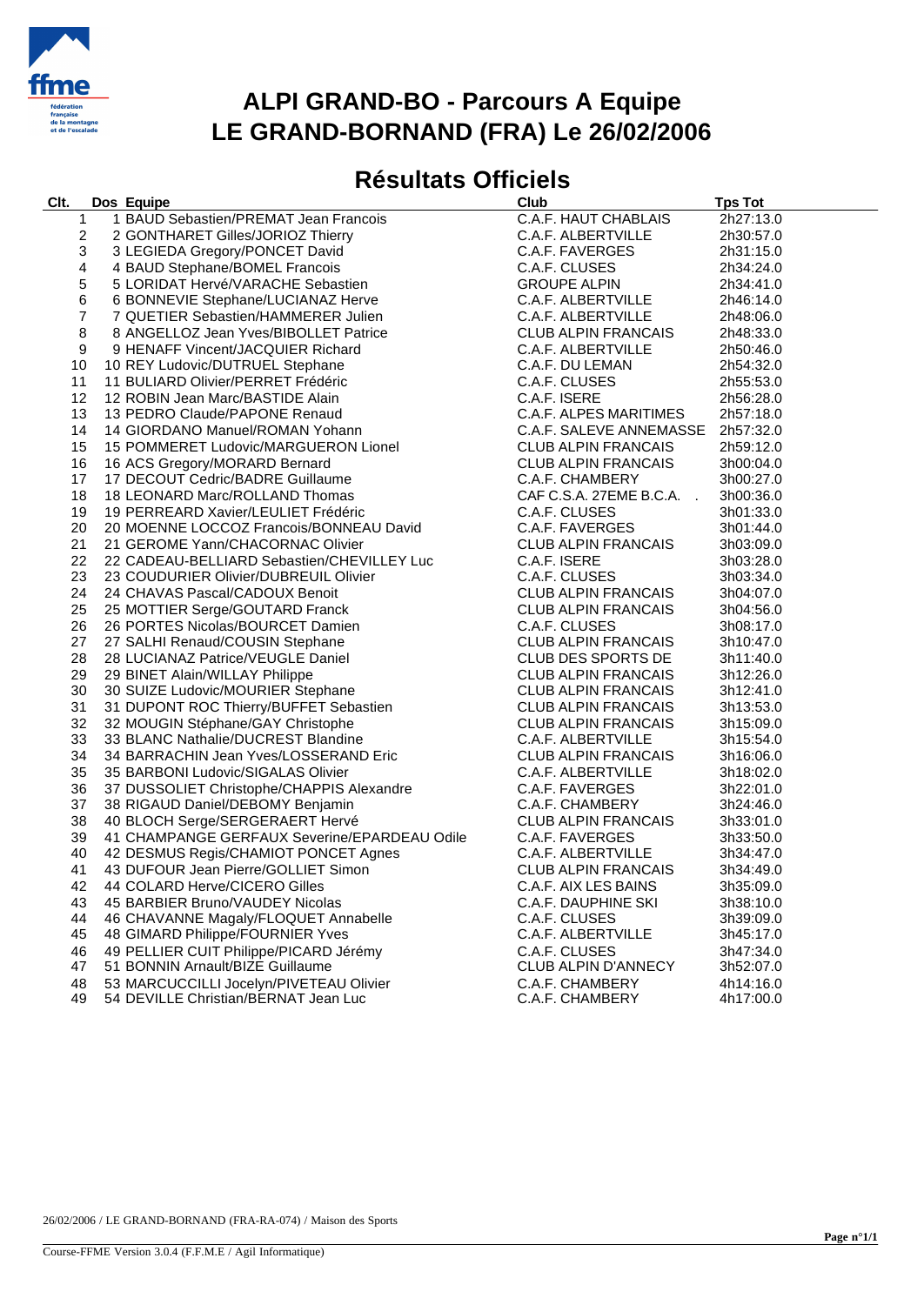# ALPI GRAND-BO - Parcours A Equipe
# LE GRAND-BORNAND (FRA) Le 26/02/2006

## Résultats Officiels

| Clt. | Dos | Equipe | Club | Tps Tot |
|---|---|---|---|---|
| 1 | 1 | BAUD Sebastien/PREMAT Jean Francois | C.A.F. HAUT CHABLAIS | 2h27:13.0 |
| 2 | 2 | GONTHARET Gilles/JORIOZ Thierry | C.A.F. ALBERTVILLE | 2h30:57.0 |
| 3 | 3 | LEGIEDA Gregory/PONCET David | C.A.F. FAVERGES | 2h31:15.0 |
| 4 | 4 | BAUD Stephane/BOMEL Francois | C.A.F. CLUSES | 2h34:24.0 |
| 5 | 5 | LORIDAT Hervé/VARACHE Sebastien | GROUPE ALPIN | 2h34:41.0 |
| 6 | 6 | BONNEVIE Stephane/LUCIANAZ Herve | C.A.F. ALBERTVILLE | 2h46:14.0 |
| 7 | 7 | QUETIER Sebastien/HAMMERER Julien | C.A.F. ALBERTVILLE | 2h48:06.0 |
| 8 | 8 | ANGELLOZ Jean Yves/BIBOLLET Patrice | CLUB ALPIN FRANCAIS | 2h48:33.0 |
| 9 | 9 | HENAFF Vincent/JACQUIER Richard | C.A.F. ALBERTVILLE | 2h50:46.0 |
| 10 | 10 | REY Ludovic/DUTRUEL Stephane | C.A.F. DU LEMAN | 2h54:32.0 |
| 11 | 11 | BULIARD Olivier/PERRET Frédéric | C.A.F. CLUSES | 2h55:53.0 |
| 12 | 12 | ROBIN Jean Marc/BASTIDE Alain | C.A.F. ISERE | 2h56:28.0 |
| 13 | 13 | PEDRO Claude/PAPONE Renaud | C.A.F. ALPES MARITIMES | 2h57:18.0 |
| 14 | 14 | GIORDANO Manuel/ROMAN Yohann | C.A.F. SALEVE ANNEMASSE | 2h57:32.0 |
| 15 | 15 | POMMERET Ludovic/MARGUERON Lionel | CLUB ALPIN FRANCAIS | 2h59:12.0 |
| 16 | 16 | ACS Gregory/MORARD Bernard | CLUB ALPIN FRANCAIS | 3h00:04.0 |
| 17 | 17 | DECOUT Cedric/BADRE Guillaume | C.A.F. CHAMBERY | 3h00:27.0 |
| 18 | 18 | LEONARD Marc/ROLLAND Thomas | CAF C.S.A. 27EME B.C.A. . | 3h00:36.0 |
| 19 | 19 | PERREARD Xavier/LEULIET Frédéric | C.A.F. CLUSES | 3h01:33.0 |
| 20 | 20 | MOENNE LOCCOZ Francois/BONNEAU David | C.A.F. FAVERGES | 3h01:44.0 |
| 21 | 21 | GEROME Yann/CHACORNAC Olivier | CLUB ALPIN FRANCAIS | 3h03:09.0 |
| 22 | 22 | CADEAU-BELLIARD Sebastien/CHEVILLEY Luc | C.A.F. ISERE | 3h03:28.0 |
| 23 | 23 | COUDURIER Olivier/DUBREUIL Olivier | C.A.F. CLUSES | 3h03:34.0 |
| 24 | 24 | CHAVAS Pascal/CADOUX Benoit | CLUB ALPIN FRANCAIS | 3h04:07.0 |
| 25 | 25 | MOTTIER Serge/GOUTARD Franck | CLUB ALPIN FRANCAIS | 3h04:56.0 |
| 26 | 26 | PORTES Nicolas/BOURCET Damien | C.A.F. CLUSES | 3h08:17.0 |
| 27 | 27 | SALHI Renaud/COUSIN Stephane | CLUB ALPIN FRANCAIS | 3h10:47.0 |
| 28 | 28 | LUCIANAZ Patrice/VEUGLE Daniel | CLUB DES SPORTS DE | 3h11:40.0 |
| 29 | 29 | BINET Alain/WILLAY Philippe | CLUB ALPIN FRANCAIS | 3h12:26.0 |
| 30 | 30 | SUIZE Ludovic/MOURIER Stephane | CLUB ALPIN FRANCAIS | 3h12:41.0 |
| 31 | 31 | DUPONT ROC Thierry/BUFFET Sebastien | CLUB ALPIN FRANCAIS | 3h13:53.0 |
| 32 | 32 | MOUGIN Stéphane/GAY Christophe | CLUB ALPIN FRANCAIS | 3h15:09.0 |
| 33 | 33 | BLANC Nathalie/DUCREST Blandine | C.A.F. ALBERTVILLE | 3h15:54.0 |
| 34 | 34 | BARRACHIN Jean Yves/LOSSERAND Eric | CLUB ALPIN FRANCAIS | 3h16:06.0 |
| 35 | 35 | BARBONI Ludovic/SIGALAS Olivier | C.A.F. ALBERTVILLE | 3h18:02.0 |
| 36 | 37 | DUSSOLIET Christophe/CHAPPIS Alexandre | C.A.F. FAVERGES | 3h22:01.0 |
| 37 | 38 | RIGAUD Daniel/DEBOMY Benjamin | C.A.F. CHAMBERY | 3h24:46.0 |
| 38 | 40 | BLOCH Serge/SERGERAERT Hervé | CLUB ALPIN FRANCAIS | 3h33:01.0 |
| 39 | 41 | CHAMPANGE GERFAUX Severine/EPARDEAU Odile | C.A.F. FAVERGES | 3h33:50.0 |
| 40 | 42 | DESMUS Regis/CHAMIOT PONCET Agnes | C.A.F. ALBERTVILLE | 3h34:47.0 |
| 41 | 43 | DUFOUR Jean Pierre/GOLLIET Simon | CLUB ALPIN FRANCAIS | 3h34:49.0 |
| 42 | 44 | COLARD Herve/CICERO Gilles | C.A.F. AIX LES BAINS | 3h35:09.0 |
| 43 | 45 | BARBIER Bruno/VAUDEY Nicolas | C.A.F. DAUPHINE SKI | 3h38:10.0 |
| 44 | 46 | CHAVANNE Magaly/FLOQUET Annabelle | C.A.F. CLUSES | 3h39:09.0 |
| 45 | 48 | GIMARD Philippe/FOURNIER Yves | C.A.F. ALBERTVILLE | 3h45:17.0 |
| 46 | 49 | PELLIER CUIT Philippe/PICARD Jérémy | C.A.F. CLUSES | 3h47:34.0 |
| 47 | 51 | BONNIN Arnault/BIZE Guillaume | CLUB ALPIN D'ANNECY | 3h52:07.0 |
| 48 | 53 | MARCUCCILLI Jocelyn/PIVETEAU Olivier | C.A.F. CHAMBERY | 4h14:16.0 |
| 49 | 54 | DEVILLE Christian/BERNAT Jean Luc | C.A.F. CHAMBERY | 4h17:00.0 |

26/02/2006 / LE GRAND-BORNAND (FRA-RA-074) / Maison des Sports

Course-FFME Version 3.0.4 (F.F.M.E / Agil Informatique)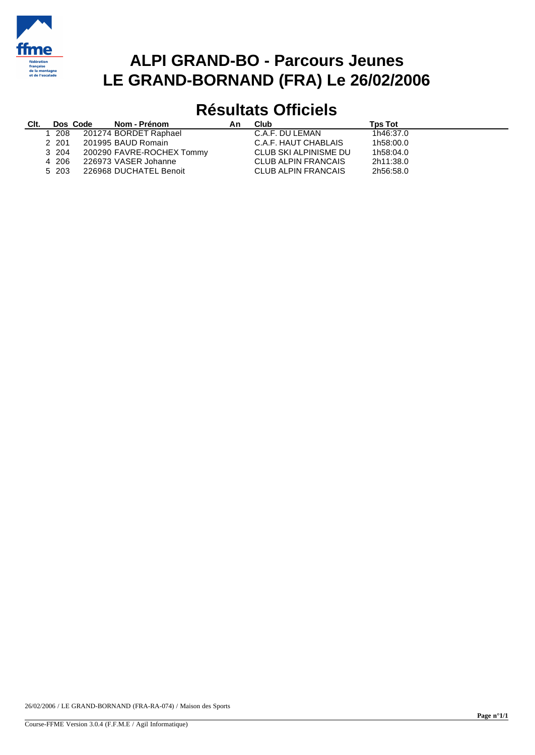# ALPI GRAND-BO - Parcours Jeunes
# LE GRAND-BORNAND (FRA) Le 26/02/2006

## Résultats Officiels

| Clt. | Dos | Code | Nom - Prénom | An | Club | Tps Tot |
|---|---|---|---|---|---|---|
| 1 | 208 | 201274 | BORDET Raphael | | C.A.F. DU LEMAN | 1h46:37.0 |
| 2 | 201 | 201995 | BAUD Romain | | C.A.F. HAUT CHABLAIS | 1h58:00.0 |
| 3 | 204 | 200290 | FAVRE-ROCHEX Tommy | | CLUB SKI ALPINISME DU | 1h58:04.0 |
| 4 | 206 | 226973 | VASER Johanne | | CLUB ALPIN FRANCAIS | 2h11:38.0 |
| 5 | 203 | 226968 | DUCHATEL Benoit | | CLUB ALPIN FRANCAIS | 2h56:58.0 |

26/02/2006 / LE GRAND-BORNAND (FRA-RA-074) / Maison des Sports

Course-FFME Version 3.0.4 (F.F.M.E / Agil Informatique)